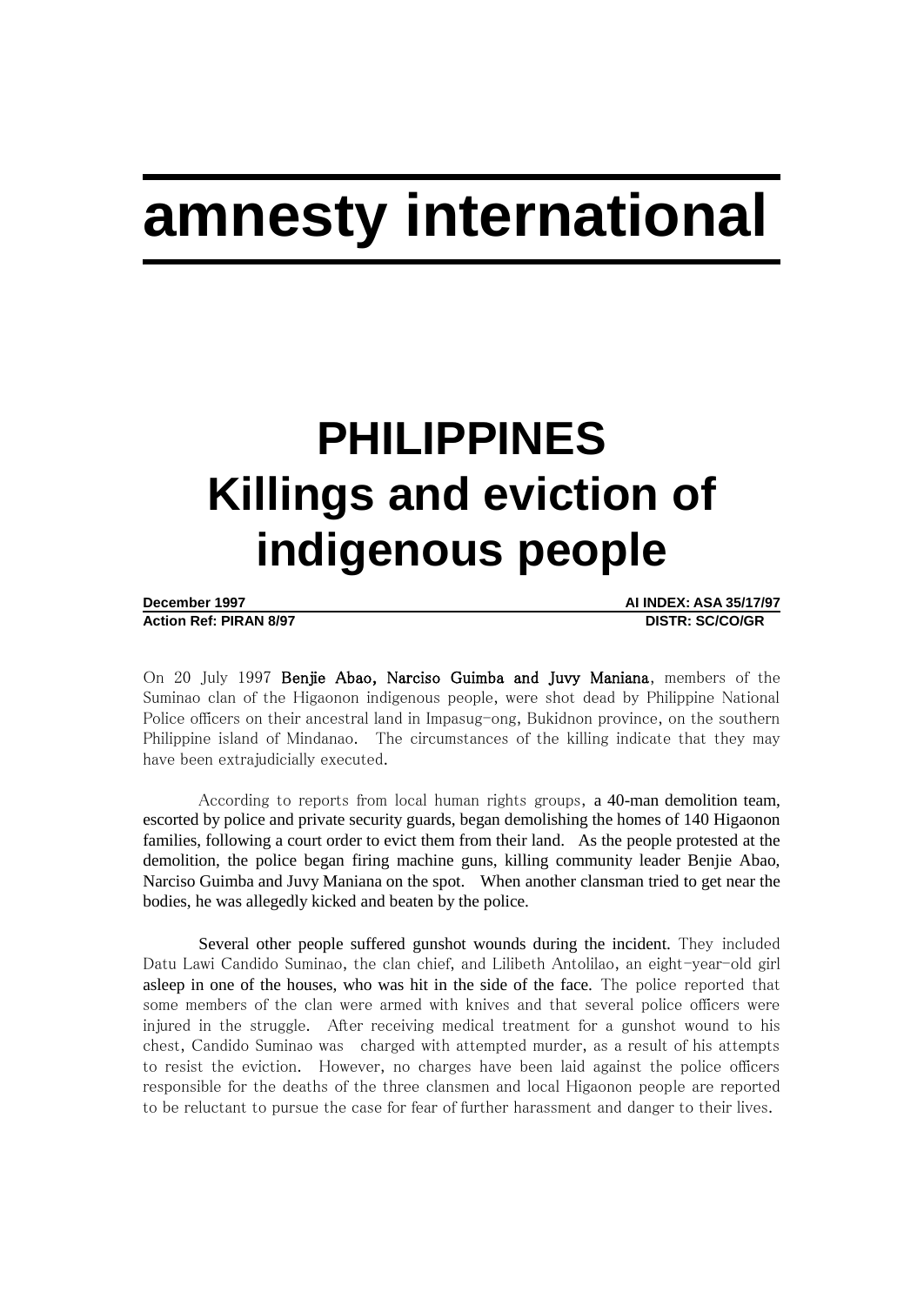# amnesty international

# PHILIPPINES
# Killings and eviction of indigenous people

**December 1997** **AI INDEX: ASA 35/17/97**
**Action Ref: PIRAN 8/97** **DISTR: SC/CO/GR**

On 20 July 1997 **Benjie Abao, Narciso Guimba and Juvy Maniana**, members of the Suminao clan of the Higaonon indigenous people, were shot dead by Philippine National Police officers on their ancestral land in Impasug-ong, Bukidnon province, on the southern Philippine island of Mindanao. The circumstances of the killing indicate that they may have been extrajudicially executed.

According to reports from local human rights groups, a 40-man demolition team, escorted by police and private security guards, began demolishing the homes of 140 Higaonon families, following a court order to evict them from their land. As the people protested at the demolition, the police began firing machine guns, killing community leader Benjie Abao, Narciso Guimba and Juvy Maniana on the spot. When another clansman tried to get near the bodies, he was allegedly kicked and beaten by the police.

Several other people suffered gunshot wounds during the incident. They included Datu Lawi Candido Suminao, the clan chief, and Lilibeth Antolilao, an eight-year-old girl asleep in one of the houses, who was hit in the side of the face. The police reported that some members of the clan were armed with knives and that several police officers were injured in the struggle. After receiving medical treatment for a gunshot wound to his chest, Candido Suminao was charged with attempted murder, as a result of his attempts to resist the eviction. However, no charges have been laid against the police officers responsible for the deaths of the three clansmen and local Higaonon people are reported to be reluctant to pursue the case for fear of further harassment and danger to their lives.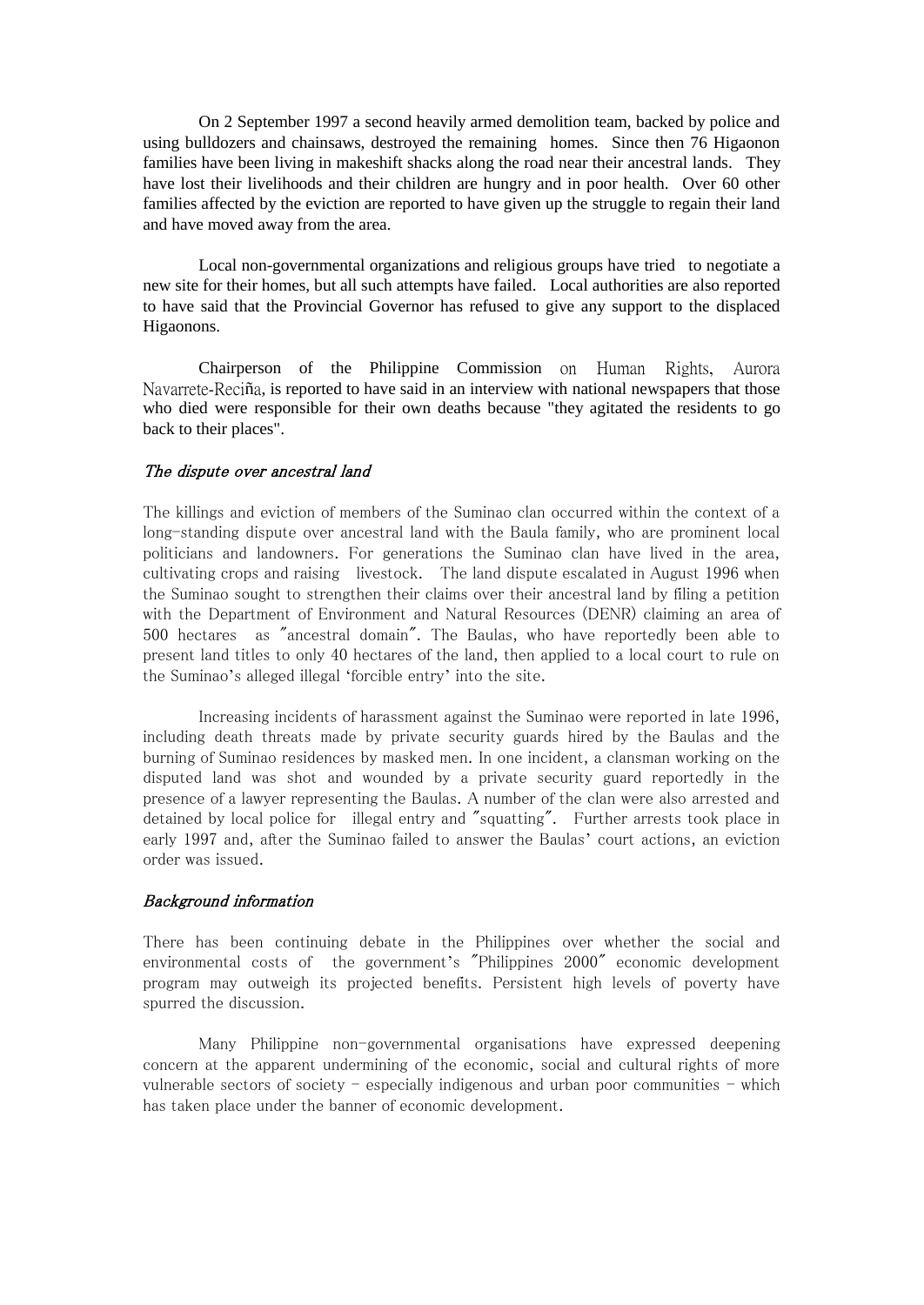On 2 September 1997 a second heavily armed demolition team, backed by police and using bulldozers and chainsaws, destroyed the remaining homes. Since then 76 Higaonon families have been living in makeshift shacks along the road near their ancestral lands. They have lost their livelihoods and their children are hungry and in poor health. Over 60 other families affected by the eviction are reported to have given up the struggle to regain their land and have moved away from the area.

Local non-governmental organizations and religious groups have tried to negotiate a new site for their homes, but all such attempts have failed. Local authorities are also reported to have said that the Provincial Governor has refused to give any support to the displaced Higaonons.

Chairperson of the Philippine Commission on Human Rights, Aurora Navarrete-Reciña, is reported to have said in an interview with national newspapers that those who died were responsible for their own deaths because "they agitated the residents to go back to their places".

### *The dispute over ancestral land*

The killings and eviction of members of the Suminao clan occurred within the context of a long-standing dispute over ancestral land with the Baula family, who are prominent local politicians and landowners. For generations the Suminao clan have lived in the area, cultivating crops and raising livestock. The land dispute escalated in August 1996 when the Suminao sought to strengthen their claims over their ancestral land by filing a petition with the Department of Environment and Natural Resources (DENR) claiming an area of 500 hectares as "ancestral domain". The Baulas, who have reportedly been able to present land titles to only 40 hectares of the land, then applied to a local court to rule on the Suminao's alleged illegal 'forcible entry' into the site.

Increasing incidents of harassment against the Suminao were reported in late 1996, including death threats made by private security guards hired by the Baulas and the burning of Suminao residences by masked men. In one incident, a clansman working on the disputed land was shot and wounded by a private security guard reportedly in the presence of a lawyer representing the Baulas. A number of the clan were also arrested and detained by local police for illegal entry and "squatting". Further arrests took place in early 1997 and, after the Suminao failed to answer the Baulas' court actions, an eviction order was issued.

### *Background information*

There has been continuing debate in the Philippines over whether the social and environmental costs of the government's "Philippines 2000" economic development program may outweigh its projected benefits. Persistent high levels of poverty have spurred the discussion.

Many Philippine non-governmental organisations have expressed deepening concern at the apparent undermining of the economic, social and cultural rights of more vulnerable sectors of society - especially indigenous and urban poor communities - which has taken place under the banner of economic development.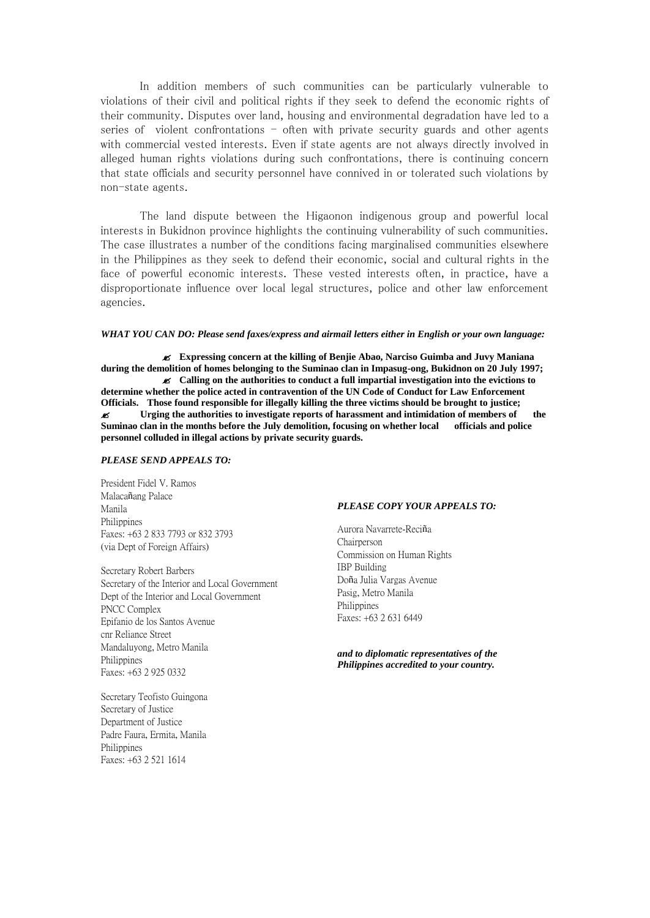In addition members of such communities can be particularly vulnerable to violations of their civil and political rights if they seek to defend the economic rights of their community. Disputes over land, housing and environmental degradation have led to a series of violent confrontations - often with private security guards and other agents with commercial vested interests. Even if state agents are not always directly involved in alleged human rights violations during such confrontations, there is continuing concern that state officials and security personnel have connived in or tolerated such violations by non-state agents.

The land dispute between the Higaonon indigenous group and powerful local interests in Bukidnon province highlights the continuing vulnerability of such communities. The case illustrates a number of the conditions facing marginalised communities elsewhere in the Philippines as they seek to defend their economic, social and cultural rights in the face of powerful economic interests. These vested interests often, in practice, have a disproportionate influence over local legal structures, police and other law enforcement agencies.

***WHAT YOU CAN DO: Please send faxes/express and airmail letters either in English or your own language:***

- **Expressing concern at the killing of Benjie Abao, Narciso Guimba and Juvy Maniana during the demolition of homes belonging to the Suminao clan in Impasug-ong, Bukidnon on 20 July 1997;**
- **Calling on the authorities to conduct a full impartial investigation into the evictions to determine whether the police acted in contravention of the UN Code of Conduct for Law Enforcement Officials. Those found responsible for illegally killing the three victims should be brought to justice;**
- **Urging the authorities to investigate reports of harassment and intimidation of members of the Suminao clan in the months before the July demolition, focusing on whether local officials and police personnel colluded in illegal actions by private security guards.**

***PLEASE SEND APPEALS TO:***

President Fidel V. Ramos
Malacañang Palace
Manila
Philippines
Faxes: +63 2 833 7793 or 832 3793
(via Dept of Foreign Affairs)

Secretary Robert Barbers
Secretary of the Interior and Local Government
Dept of the Interior and Local Government
PNCC Complex
Epifanio de los Santos Avenue
cnr Reliance Street
Mandaluyong, Metro Manila
Philippines
Faxes: +63 2 925 0332

Secretary Teofisto Guingona
Secretary of Justice
Department of Justice
Padre Faura, Ermita, Manila
Philippines
Faxes: +63 2 521 1614

***PLEASE COPY YOUR APPEALS TO:***

Aurora Navarrete-Reciña
Chairperson
Commission on Human Rights
IBP Building
Doña Julia Vargas Avenue
Pasig, Metro Manila
Philippines
Faxes: +63 2 631 6449

***and to diplomatic representatives of the Philippines accredited to your country.***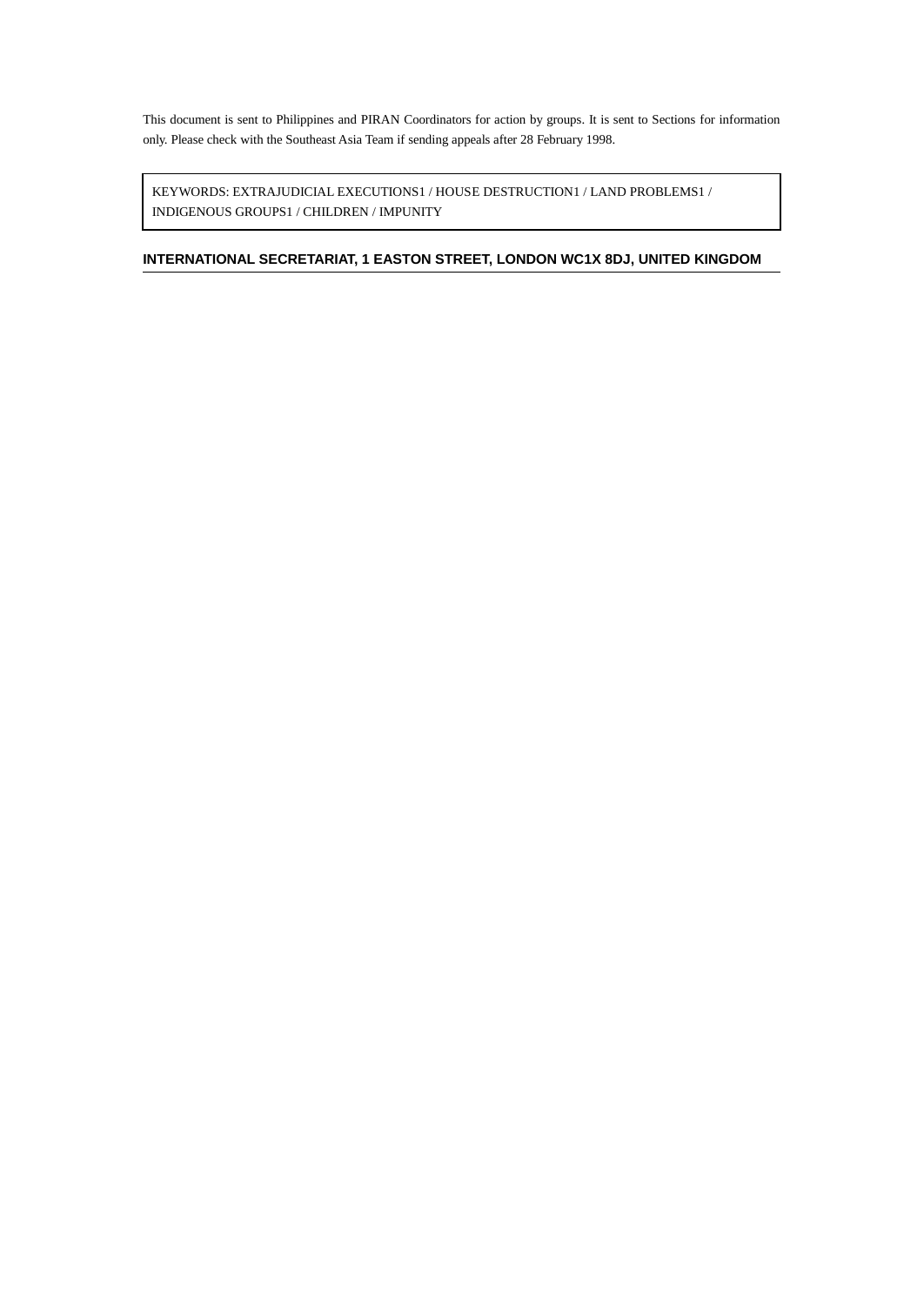This document is sent to Philippines and PIRAN Coordinators for action by groups. It is sent to Sections for information only. Please check with the Southeast Asia Team if sending appeals after 28 February 1998.

KEYWORDS: EXTRAJUDICIAL EXECUTIONS1 / HOUSE DESTRUCTION1 / LAND PROBLEMS1 / INDIGENOUS GROUPS1 / CHILDREN / IMPUNITY

**INTERNATIONAL SECRETARIAT, 1 EASTON STREET, LONDON WC1X 8DJ, UNITED KINGDOM**